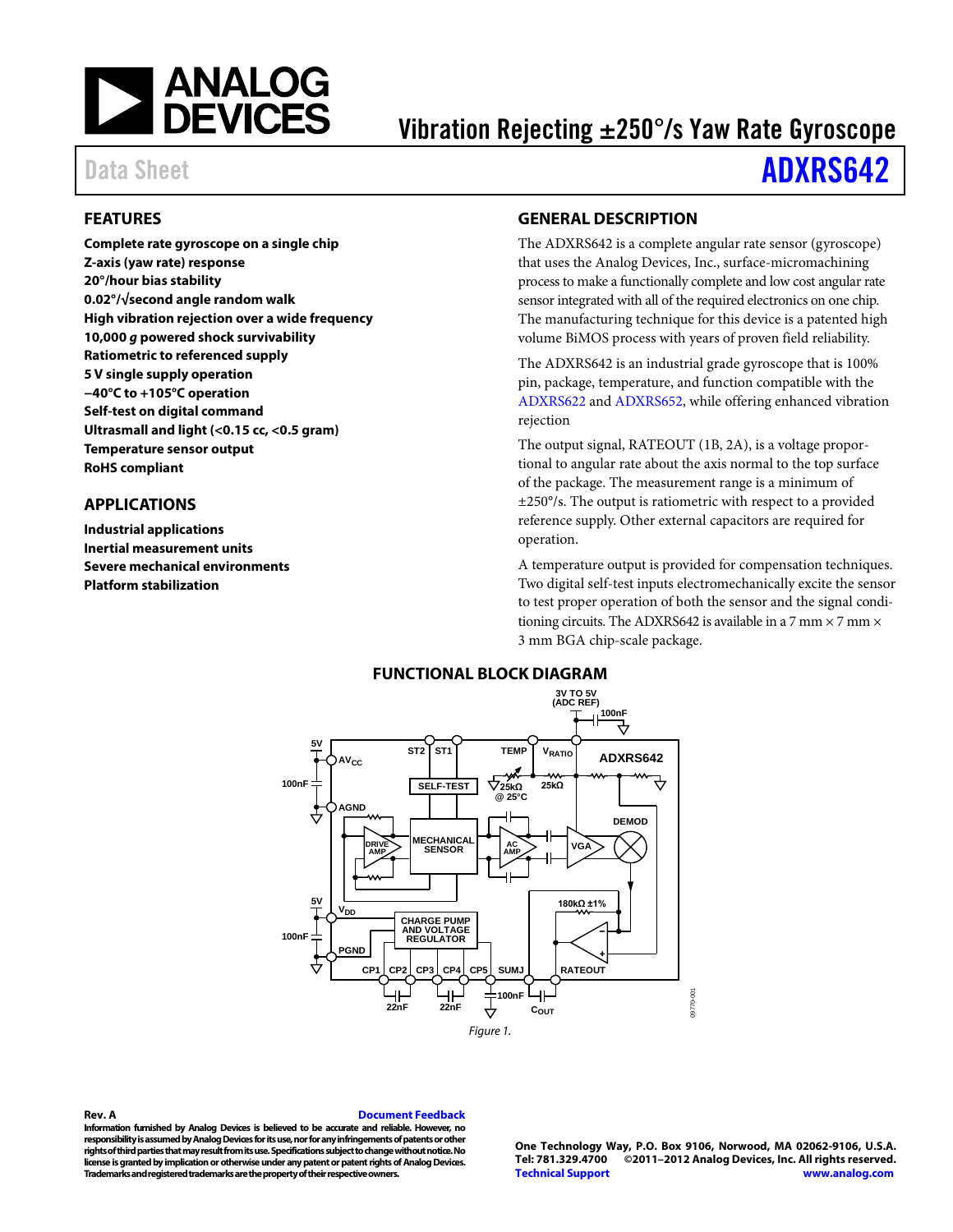# Vibration Rejecting ±250°/s Yaw Rate Gyroscope

Data Sheet **ADXRS642**

## FEATURES

**Complete rate gyroscope on a single chip**
**Z-axis (yaw rate) response**
**20°/hour bias stability**
**0.02°/√second angle random walk**
**High vibration rejection over a wide frequency**
**10,000 *g* powered shock survivability**
**Ratiometric to referenced supply**
**5 V single supply operation**
**−40°C to +105°C operation**
**Self-test on digital command**
**Ultrasmall and light (<0.15 cc, <0.5 gram)**
**Temperature sensor output**
**RoHS compliant**

## APPLICATIONS

**Industrial applications**
**Inertial measurement units**
**Severe mechanical environments**
**Platform stabilization**

## GENERAL DESCRIPTION

The ADXRS642 is a complete angular rate sensor (gyroscope) that uses the Analog Devices, Inc., surface-micromachining process to make a functionally complete and low cost angular rate sensor integrated with all of the required electronics on one chip. The manufacturing technique for this device is a patented high volume BiMOS process with years of proven field reliability.

The ADXRS642 is an industrial grade gyroscope that is 100% pin, package, temperature, and function compatible with the ADXRS622 and ADXRS652, while offering enhanced vibration rejection

The output signal, RATEOUT (1B, 2A), is a voltage proportional to angular rate about the axis normal to the top surface of the package. The measurement range is a minimum of ±250°/s. The output is ratiometric with respect to a provided reference supply. Other external capacitors are required for operation.

A temperature output is provided for compensation techniques. Two digital self-test inputs electromechanically excite the sensor to test proper operation of both the sensor and the signal conditioning circuits. The ADXRS642 is available in a 7 mm × 7 mm × 3 mm BGA chip-scale package.

## FUNCTIONAL BLOCK DIAGRAM

Figure 1.

**Rev. A**

**Information furnished by Analog Devices is believed to be accurate and reliable. However, no responsibility is assumed by Analog Devices for its use, nor for any infringements of patents or other rights of third parties that may result from its use. Specifications subject to change without notice. No license is granted by implication or otherwise under any patent or patent rights of Analog Devices. Trademarks and registered trademarks are the property of their respective owners.**

**One Technology Way, P.O. Box 9106, Norwood, MA 02062-9106, U.S.A.**
**Tel: 781.329.4700 ©2011–2012 Analog Devices, Inc. All rights reserved.**
**Technical Support www.analog.com**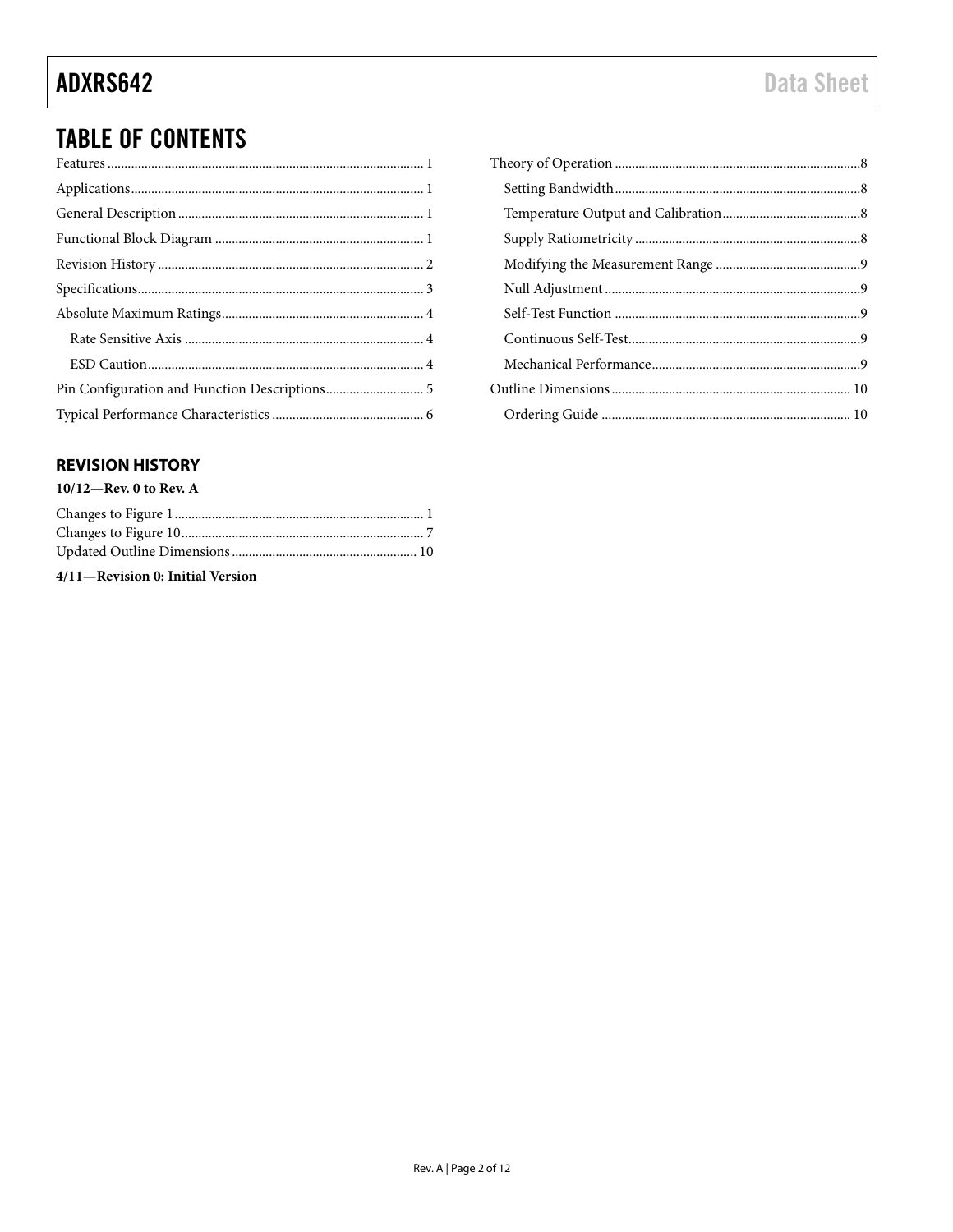## TABLE OF CONTENTS

Features ... 1
Applications ... 1
General Description ... 1
Functional Block Diagram ... 1
Revision History ... 2
Specifications ... 3
Absolute Maximum Ratings ... 4
  Rate Sensitive Axis ... 4
  ESD Caution ... 4
Pin Configuration and Function Descriptions ... 5
Typical Performance Characteristics ... 6
Theory of Operation ... 8
  Setting Bandwidth ... 8
  Temperature Output and Calibration ... 8
  Supply Ratiometricity ... 8
  Modifying the Measurement Range ... 9
  Null Adjustment ... 9
  Self-Test Function ... 9
  Continuous Self-Test ... 9
  Mechanical Performance ... 9
Outline Dimensions ... 10
  Ordering Guide ... 10

### REVISION HISTORY

**10/12—Rev. 0 to Rev. A**

Changes to Figure 1 ... 1
Changes to Figure 10 ... 7
Updated Outline Dimensions ... 10

**4/11—Revision 0: Initial Version**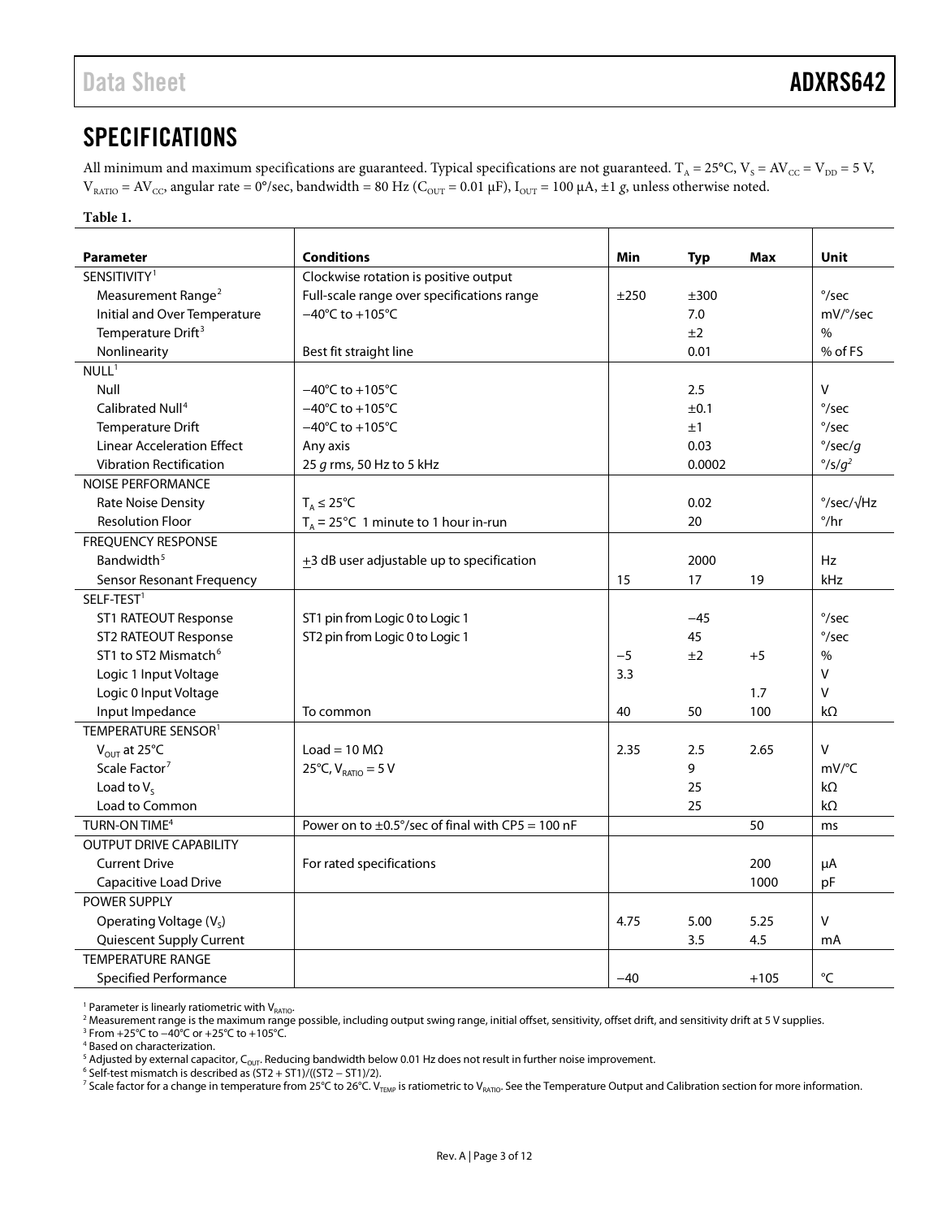## SPECIFICATIONS

All minimum and maximum specifications are guaranteed. Typical specifications are not guaranteed. $T_A$ = 25°C, $V_S = AV_{CC} = V_{DD}$ = 5 V, $V_{RATIO} = AV_{CC}$, angular rate = 0°/sec, bandwidth = 80 Hz ($C_{OUT}$ = 0.01 µF), $I_{OUT}$ = 100 µA, ±1 *g*, unless otherwise noted.

**Table 1.**

| Parameter | Conditions | Min | Typ | Max | Unit |
|---|---|---|---|---|---|
| SENSITIVITY[1] | Clockwise rotation is positive output | | | | |
| Measurement Range[2] | Full-scale range over specifications range | ±250 | ±300 | | °/sec |
| Initial and Over Temperature | −40°C to +105°C | | 7.0 | | mV/°/sec |
| Temperature Drift[3] | | | ±2 | | % |
| Nonlinearity | Best fit straight line | | 0.01 | | % of FS |
| NULL[1] | | | | | |
| Null | −40°C to +105°C | | 2.5 | | V |
| Calibrated Null[4] | −40°C to +105°C | | ±0.1 | | °/sec |
| Temperature Drift | −40°C to +105°C | | ±1 | | °/sec |
| Linear Acceleration Effect | Any axis | | 0.03 | | °/sec/*g* |
| Vibration Rectification | 25 *g* rms, 50 Hz to 5 kHz | | 0.0002 | | °/s/$g^2$ |
| NOISE PERFORMANCE | | | | | |
| Rate Noise Density | $T_A$ ≤ 25°C | | 0.02 | | °/sec/√Hz |
| Resolution Floor | $T_A$ = 25°C 1 minute to 1 hour in-run | | 20 | | °/hr |
| FREQUENCY RESPONSE | | | | | |
| Bandwidth[5] | ±3 dB user adjustable up to specification | | 2000 | | Hz |
| Sensor Resonant Frequency | | 15 | 17 | 19 | kHz |
| SELF-TEST[1] | | | | | |
| ST1 RATEOUT Response | ST1 pin from Logic 0 to Logic 1 | | −45 | | °/sec |
| ST2 RATEOUT Response | ST2 pin from Logic 0 to Logic 1 | | 45 | | °/sec |
| ST1 to ST2 Mismatch[6] | | −5 | ±2 | +5 | % |
| Logic 1 Input Voltage | | 3.3 | | | V |
| Logic 0 Input Voltage | | | | 1.7 | V |
| Input Impedance | To common | 40 | 50 | 100 | kΩ |
| TEMPERATURE SENSOR[1] | | | | | |
| $V_{OUT}$ at 25°C | Load = 10 MΩ | 2.35 | 2.5 | 2.65 | V |
| Scale Factor[7] | 25°C, $V_{RATIO}$ = 5 V | | 9 | | mV/°C |
| Load to $V_S$ | | | 25 | | kΩ |
| Load to Common | | | 25 | | kΩ |
| TURN-ON TIME[4] | Power on to ±0.5°/sec of final with CP5 = 100 nF | | | 50 | ms |
| OUTPUT DRIVE CAPABILITY | | | | | |
| Current Drive | For rated specifications | | | 200 | µA |
| Capacitive Load Drive | | | | 1000 | pF |
| POWER SUPPLY | | | | | |
| Operating Voltage ($V_S$) | | 4.75 | 5.00 | 5.25 | V |
| Quiescent Supply Current | | | 3.5 | 4.5 | mA |
| TEMPERATURE RANGE | | | | | |
| Specified Performance | | −40 | | +105 | °C |

[1] Parameter is linearly ratiometric with $V_{RATIO}$.
[2] Measurement range is the maximum range possible, including output swing range, initial offset, sensitivity, offset drift, and sensitivity drift at 5 V supplies.
[3] From +25°C to −40°C or +25°C to +105°C.
[4] Based on characterization.
[5] Adjusted by external capacitor, $C_{OUT}$. Reducing bandwidth below 0.01 Hz does not result in further noise improvement.
[6] Self-test mismatch is described as (ST2 + ST1)/((ST2 − ST1)/2).
[7] Scale factor for a change in temperature from 25°C to 26°C. $V_{TEMP}$ is ratiometric to $V_{RATIO}$. See the Temperature Output and Calibration section for more information.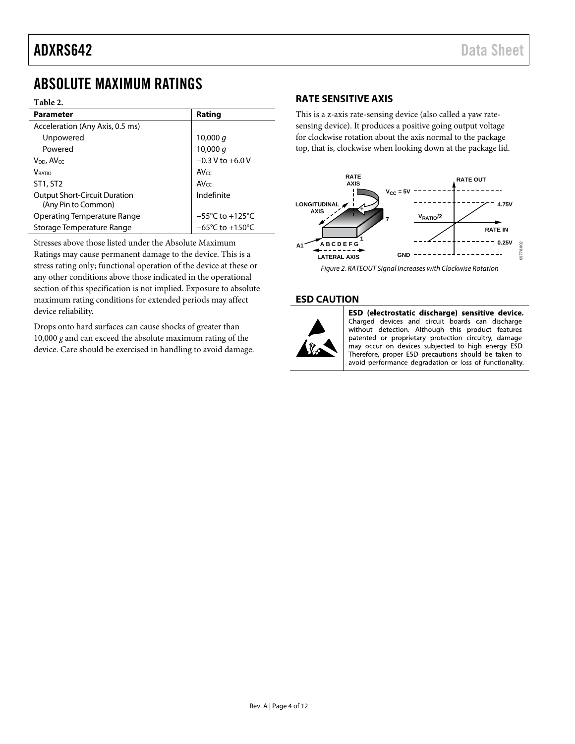# ABSOLUTE MAXIMUM RATINGS

**Table 2.**

| Parameter | Rating |
|---|---|
| Acceleration (Any Axis, 0.5 ms) | |
| Unpowered | 10,000 *g* |
| Powered | 10,000 *g* |
| $V_{DD}$, $AV_{CC}$ | −0.3 V to +6.0 V |
| $V_{RATIO}$ | $AV_{CC}$ |
| ST1, ST2 | $AV_{CC}$ |
| Output Short-Circuit Duration (Any Pin to Common) | Indefinite |
| Operating Temperature Range | −55°C to +125°C |
| Storage Temperature Range | −65°C to +150°C |

Stresses above those listed under the Absolute Maximum Ratings may cause permanent damage to the device. This is a stress rating only; functional operation of the device at these or any other conditions above those indicated in the operational section of this specification is not implied. Exposure to absolute maximum rating conditions for extended periods may affect device reliability.

Drops onto hard surfaces can cause shocks of greater than 10,000 *g* and can exceed the absolute maximum rating of the device. Care should be exercised in handling to avoid damage.

## RATE SENSITIVE AXIS

This is a z-axis rate-sensing device (also called a yaw rate-sensing device). It produces a positive going output voltage for clockwise rotation about the axis normal to the package top, that is, clockwise when looking down at the package lid.

*Figure 2. RATEOUT Signal Increases with Clockwise Rotation*

## ESD CAUTION

**ESD (electrostatic discharge) sensitive device.** Charged devices and circuit boards can discharge without detection. Although this product features patented or proprietary protection circuitry, damage may occur on devices subjected to high energy ESD. Therefore, proper ESD precautions should be taken to avoid performance degradation or loss of functionality.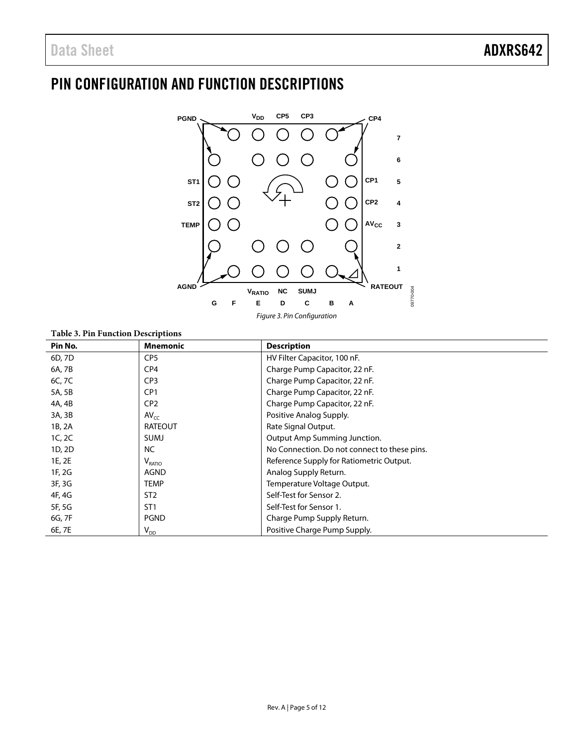# PIN CONFIGURATION AND FUNCTION DESCRIPTIONS

Figure 3. Pin Configuration

**Table 3. Pin Function Descriptions**

| Pin No. | Mnemonic | Description |
|---|---|---|
| 6D, 7D | CP5 | HV Filter Capacitor, 100 nF. |
| 6A, 7B | CP4 | Charge Pump Capacitor, 22 nF. |
| 6C, 7C | CP3 | Charge Pump Capacitor, 22 nF. |
| 5A, 5B | CP1 | Charge Pump Capacitor, 22 nF. |
| 4A, 4B | CP2 | Charge Pump Capacitor, 22 nF. |
| 3A, 3B | $AV_{CC}$ | Positive Analog Supply. |
| 1B, 2A | RATEOUT | Rate Signal Output. |
| 1C, 2C | SUMJ | Output Amp Summing Junction. |
| 1D, 2D | NC | No Connection. Do not connect to these pins. |
| 1E, 2E | $V_{RATIO}$ | Reference Supply for Ratiometric Output. |
| 1F, 2G | AGND | Analog Supply Return. |
| 3F, 3G | TEMP | Temperature Voltage Output. |
| 4F, 4G | ST2 | Self-Test for Sensor 2. |
| 5F, 5G | ST1 | Self-Test for Sensor 1. |
| 6G, 7F | PGND | Charge Pump Supply Return. |
| 6E, 7E | $V_{DD}$ | Positive Charge Pump Supply. |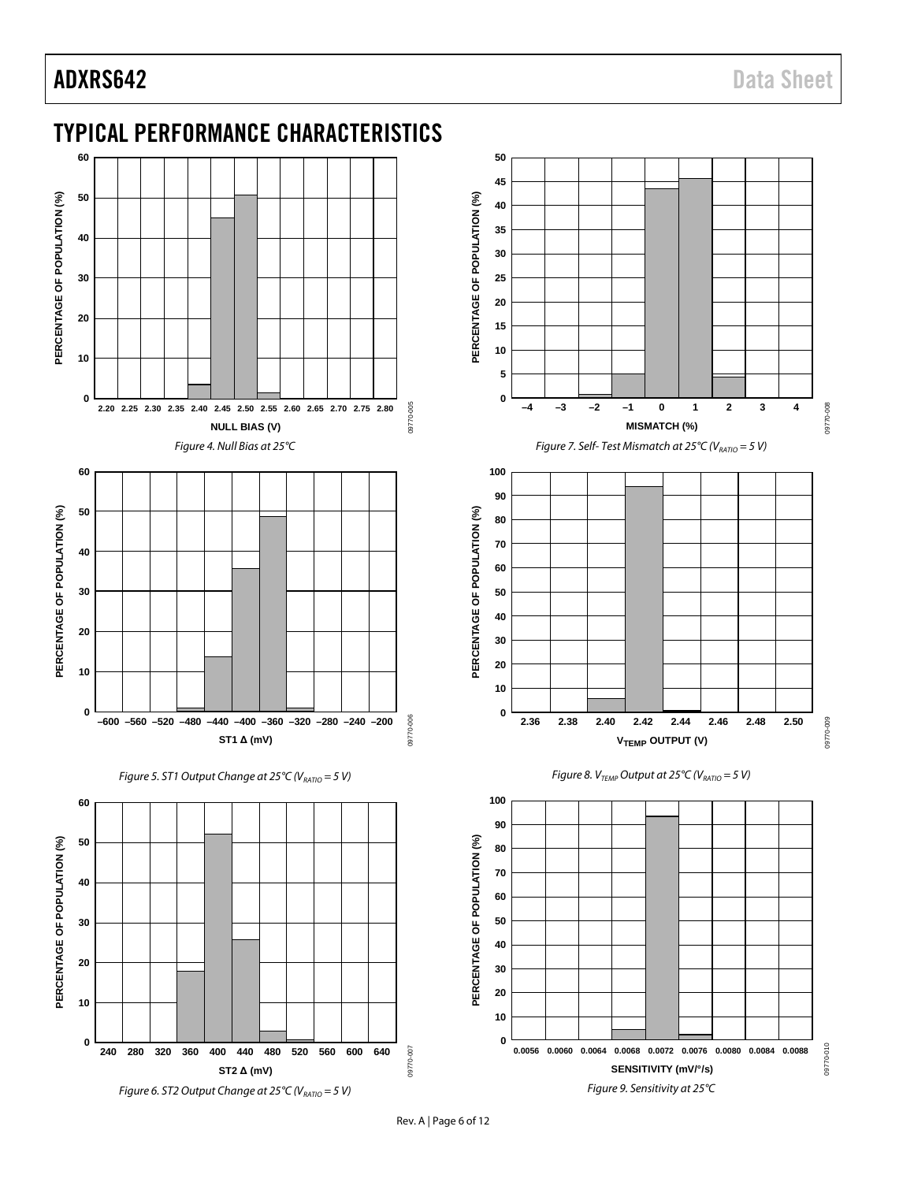## TYPICAL PERFORMANCE CHARACTERISTICS

*Figure 4. Null Bias at 25°C*

*Figure 5. ST1 Output Change at 25°C ($V_{RATIO}$ = 5 V)*

*Figure 6. ST2 Output Change at 25°C ($V_{RATIO}$ = 5 V)*

*Figure 7. Self- Test Mismatch at 25°C ($V_{RATIO}$ = 5 V)*

*Figure 8. $V_{TEMP}$ Output at 25°C ($V_{RATIO}$ = 5 V)*

*Figure 9. Sensitivity at 25°C*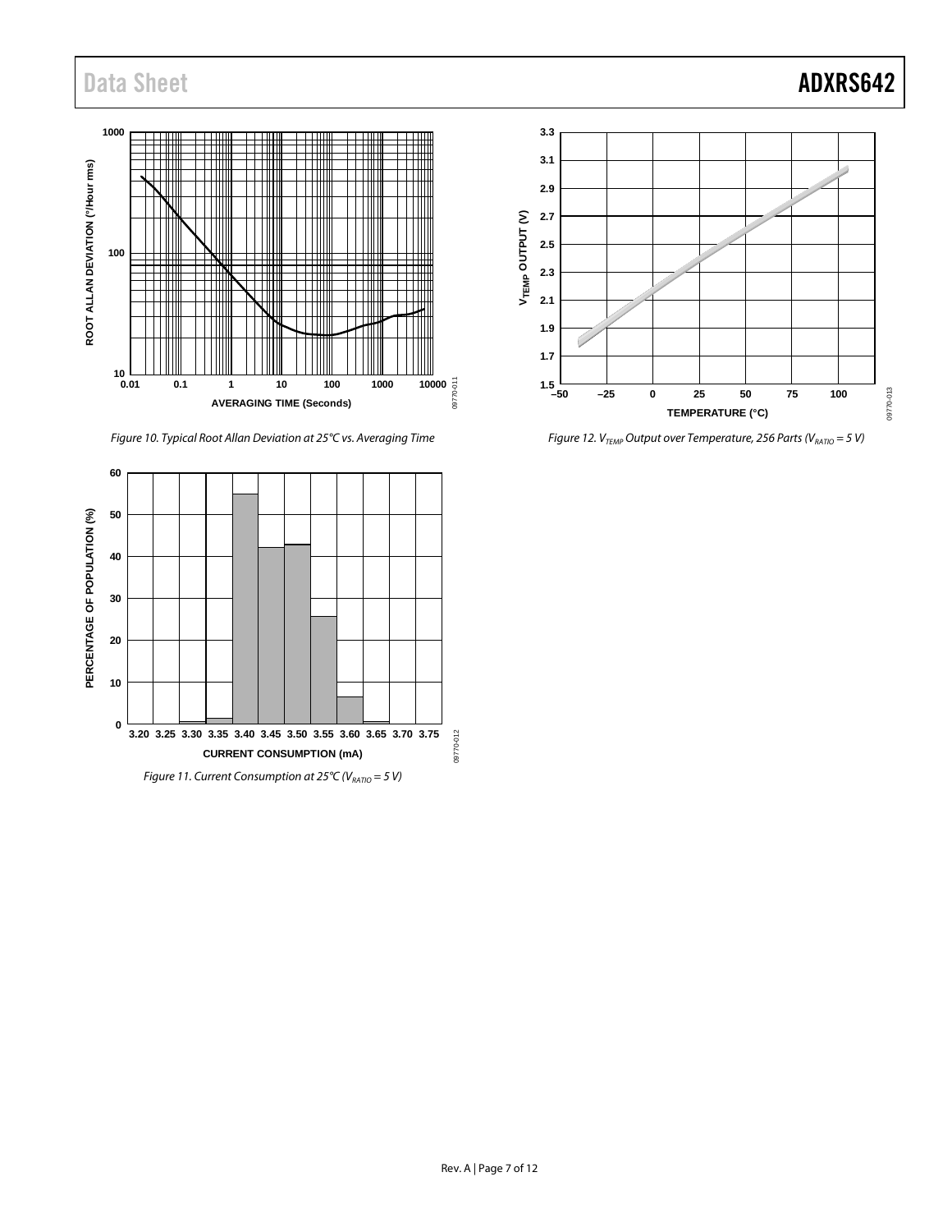Figure 10. Typical Root Allan Deviation at 25°C vs. Averaging Time

Figure 11. Current Consumption at 25°C ($V_{RATIO}$ = 5 V)

Figure 12. $V_{TEMP}$ Output over Temperature, 256 Parts ($V_{RATIO}$ = 5 V)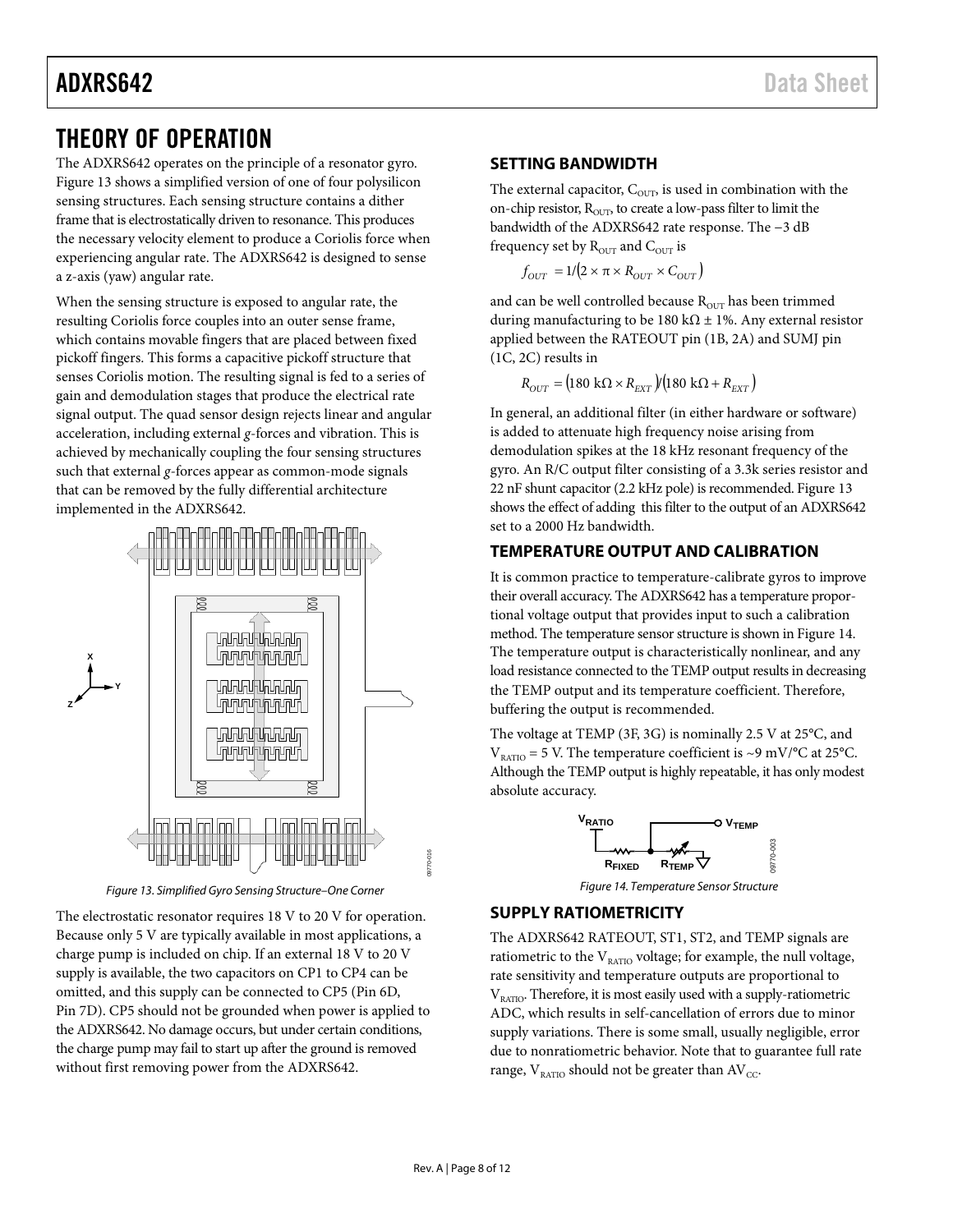# THEORY OF OPERATION

The ADXRS642 operates on the principle of a resonator gyro. Figure 13 shows a simplified version of one of four polysilicon sensing structures. Each sensing structure contains a dither frame that is electrostatically driven to resonance. This produces the necessary velocity element to produce a Coriolis force when experiencing angular rate. The ADXRS642 is designed to sense a z-axis (yaw) angular rate.

When the sensing structure is exposed to angular rate, the resulting Coriolis force couples into an outer sense frame, which contains movable fingers that are placed between fixed pickoff fingers. This forms a capacitive pickoff structure that senses Coriolis motion. The resulting signal is fed to a series of gain and demodulation stages that produce the electrical rate signal output. The quad sensor design rejects linear and angular acceleration, including external *g*-forces and vibration. This is achieved by mechanically coupling the four sensing structures such that external *g*-forces appear as common-mode signals that can be removed by the fully differential architecture implemented in the ADXRS642.

*Figure 13. Simplified Gyro Sensing Structure–One Corner*

The electrostatic resonator requires 18 V to 20 V for operation. Because only 5 V are typically available in most applications, a charge pump is included on chip. If an external 18 V to 20 V supply is available, the two capacitors on CP1 to CP4 can be omitted, and this supply can be connected to CP5 (Pin 6D, Pin 7D). CP5 should not be grounded when power is applied to the ADXRS642. No damage occurs, but under certain conditions, the charge pump may fail to start up after the ground is removed without first removing power from the ADXRS642.

## SETTING BANDWIDTH

The external capacitor, $C_{OUT}$, is used in combination with the on-chip resistor, $R_{OUT}$, to create a low-pass filter to limit the bandwidth of the ADXRS642 rate response. The −3 dB frequency set by $R_{OUT}$ and $C_{OUT}$ is

$$f_{OUT} = 1/(2 \times \pi \times R_{OUT} \times C_{OUT})$$

and can be well controlled because $R_{OUT}$ has been trimmed during manufacturing to be 180 kΩ ± 1%. Any external resistor applied between the RATEOUT pin (1B, 2A) and SUMJ pin (1C, 2C) results in

$$R_{OUT} = (180\ \text{k}\Omega \times R_{EXT})/(180\ \text{k}\Omega + R_{EXT})$$

In general, an additional filter (in either hardware or software) is added to attenuate high frequency noise arising from demodulation spikes at the 18 kHz resonant frequency of the gyro. An R/C output filter consisting of a 3.3k series resistor and 22 nF shunt capacitor (2.2 kHz pole) is recommended. Figure 13 shows the effect of adding this filter to the output of an ADXRS642 set to a 2000 Hz bandwidth.

## TEMPERATURE OUTPUT AND CALIBRATION

It is common practice to temperature-calibrate gyros to improve their overall accuracy. The ADXRS642 has a temperature proportional voltage output that provides input to such a calibration method. The temperature sensor structure is shown in Figure 14. The temperature output is characteristically nonlinear, and any load resistance connected to the TEMP output results in decreasing the TEMP output and its temperature coefficient. Therefore, buffering the output is recommended.

The voltage at TEMP (3F, 3G) is nominally 2.5 V at 25°C, and $V_{RATIO}$ = 5 V. The temperature coefficient is ~9 mV/°C at 25°C. Although the TEMP output is highly repeatable, it has only modest absolute accuracy.

*Figure 14. Temperature Sensor Structure*

## SUPPLY RATIOMETRICITY

The ADXRS642 RATEOUT, ST1, ST2, and TEMP signals are ratiometric to the $V_{RATIO}$ voltage; for example, the null voltage, rate sensitivity and temperature outputs are proportional to $V_{RATIO}$. Therefore, it is most easily used with a supply-ratiometric ADC, which results in self-cancellation of errors due to minor supply variations. There is some small, usually negligible, error due to nonratiometric behavior. Note that to guarantee full rate range, $V_{RATIO}$ should not be greater than $AV_{CC}$.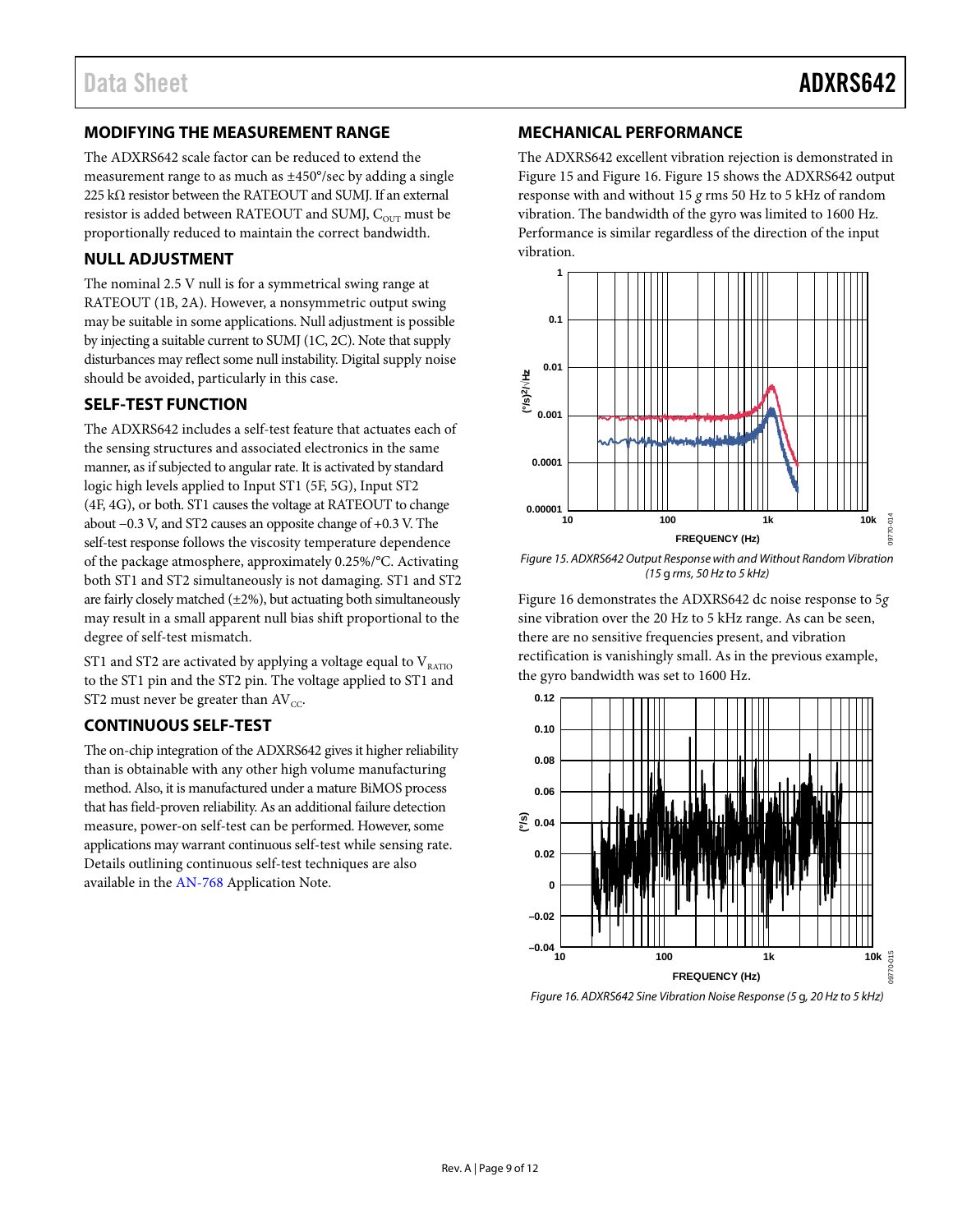## MODIFYING THE MEASUREMENT RANGE

The ADXRS642 scale factor can be reduced to extend the measurement range to as much as ±450°/sec by adding a single 225 kΩ resistor between the RATEOUT and SUMJ. If an external resistor is added between RATEOUT and SUMJ, $C_{OUT}$ must be proportionally reduced to maintain the correct bandwidth.

## NULL ADJUSTMENT

The nominal 2.5 V null is for a symmetrical swing range at RATEOUT (1B, 2A). However, a nonsymmetric output swing may be suitable in some applications. Null adjustment is possible by injecting a suitable current to SUMJ (1C, 2C). Note that supply disturbances may reflect some null instability. Digital supply noise should be avoided, particularly in this case.

## SELF-TEST FUNCTION

The ADXRS642 includes a self-test feature that actuates each of the sensing structures and associated electronics in the same manner, as if subjected to angular rate. It is activated by standard logic high levels applied to Input ST1 (5F, 5G), Input ST2 (4F, 4G), or both. ST1 causes the voltage at RATEOUT to change about −0.3 V, and ST2 causes an opposite change of +0.3 V. The self-test response follows the viscosity temperature dependence of the package atmosphere, approximately 0.25%/°C. Activating both ST1 and ST2 simultaneously is not damaging. ST1 and ST2 are fairly closely matched (±2%), but actuating both simultaneously may result in a small apparent null bias shift proportional to the degree of self-test mismatch.

ST1 and ST2 are activated by applying a voltage equal to $V_{RATIO}$ to the ST1 pin and the ST2 pin. The voltage applied to ST1 and ST2 must never be greater than $AV_{CC}$.

## CONTINUOUS SELF-TEST

The on-chip integration of the ADXRS642 gives it higher reliability than is obtainable with any other high volume manufacturing method. Also, it is manufactured under a mature BiMOS process that has field-proven reliability. As an additional failure detection measure, power-on self-test can be performed. However, some applications may warrant continuous self-test while sensing rate. Details outlining continuous self-test techniques are also available in the AN-768 Application Note.

## MECHANICAL PERFORMANCE

The ADXRS642 excellent vibration rejection is demonstrated in Figure 15 and Figure 16. Figure 15 shows the ADXRS642 output response with and without 15 *g* rms 50 Hz to 5 kHz of random vibration. The bandwidth of the gyro was limited to 1600 Hz. Performance is similar regardless of the direction of the input vibration.

*Figure 15. ADXRS642 Output Response with and Without Random Vibration (15 g rms, 50 Hz to 5 kHz)*

Figure 16 demonstrates the ADXRS642 dc noise response to 5*g* sine vibration over the 20 Hz to 5 kHz range. As can be seen, there are no sensitive frequencies present, and vibration rectification is vanishingly small. As in the previous example, the gyro bandwidth was set to 1600 Hz.

*Figure 16. ADXRS642 Sine Vibration Noise Response (5 g, 20 Hz to 5 kHz)*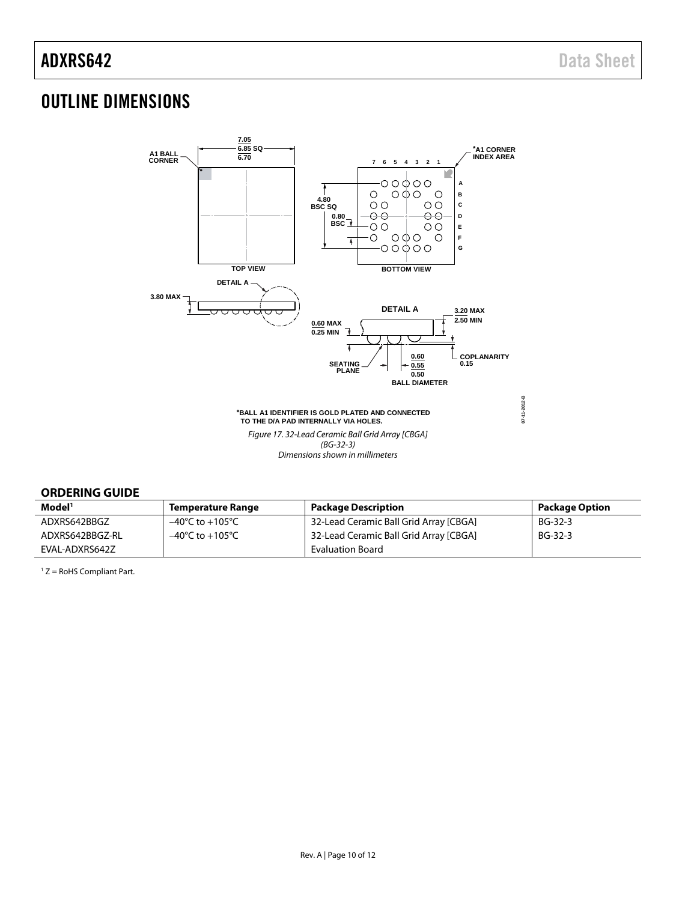# OUTLINE DIMENSIONS

7.05
6.85 SQ
6.70

A1 BALL CORNER

*A1 CORNER INDEX AREA

7 6 5 4 3 2 1

A
B
C
D
E
F
G

4.80 BSC SQ

0.80 BSC

TOP VIEW

BOTTOM VIEW

DETAIL A

3.80 MAX

DETAIL A

3.20 MAX
2.50 MIN

0.60 MAX
0.25 MIN

SEATING PLANE

0.60
0.55
0.50
BALL DIAMETER

COPLANARITY 0.15

*BALL A1 IDENTIFIER IS GOLD PLATED AND CONNECTED TO THE D/A PAD INTERNALLY VIA HOLES.

07-11-2012-B

*Figure 17. 32-Lead Ceramic Ball Grid Array [CBGA] (BG-32-3) Dimensions shown in millimeters*

## ORDERING GUIDE

| Model[1] | Temperature Range | Package Description | Package Option |
|---|---|---|---|
| ADXRS642BBGZ | −40°C to +105°C | 32-Lead Ceramic Ball Grid Array [CBGA] | BG-32-3 |
| ADXRS642BBGZ-RL | −40°C to +105°C | 32-Lead Ceramic Ball Grid Array [CBGA] | BG-32-3 |
| EVAL-ADXRS642Z | | Evaluation Board | |

[1] Z = RoHS Compliant Part.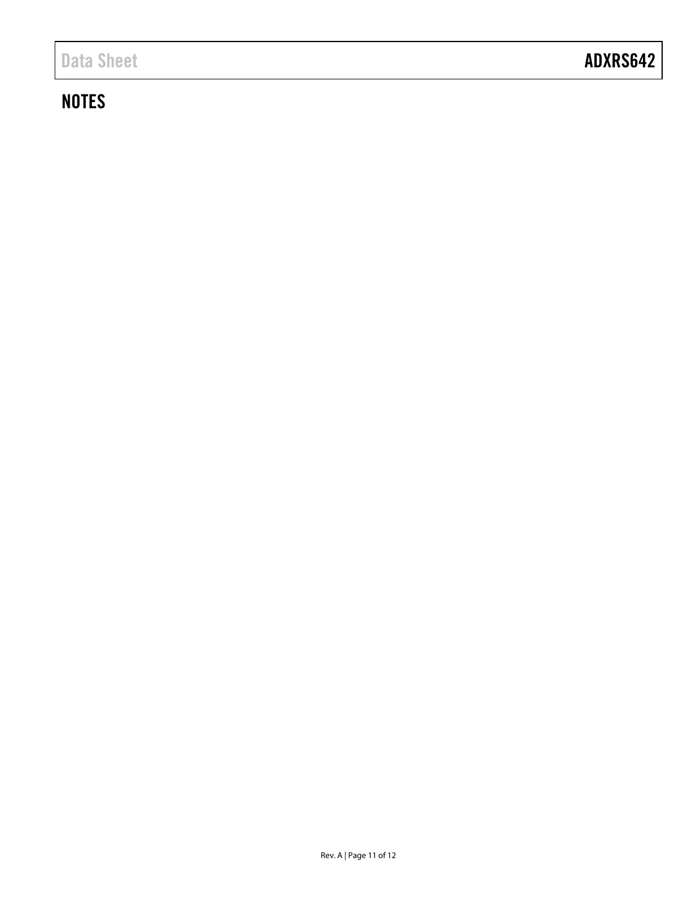## NOTES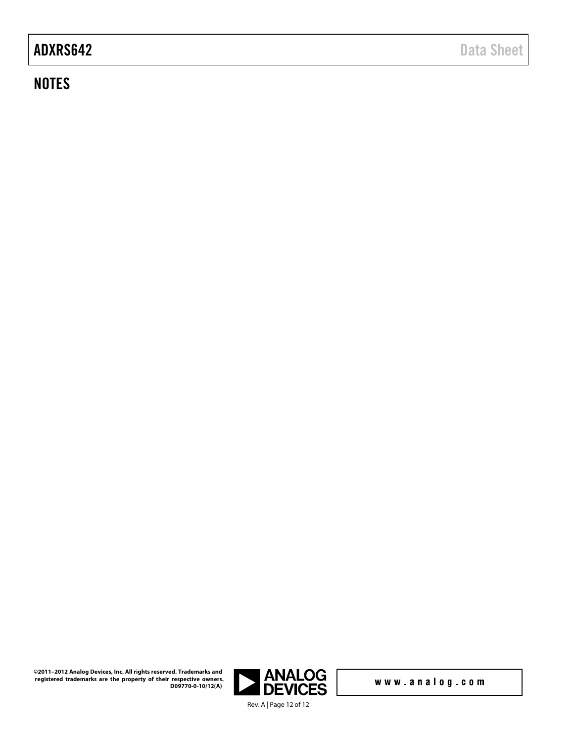## NOTES

©2011–2012 Analog Devices, Inc. All rights reserved. Trademarks and registered trademarks are the property of their respective owners. D09770-0-10/12(A)

www.analog.com